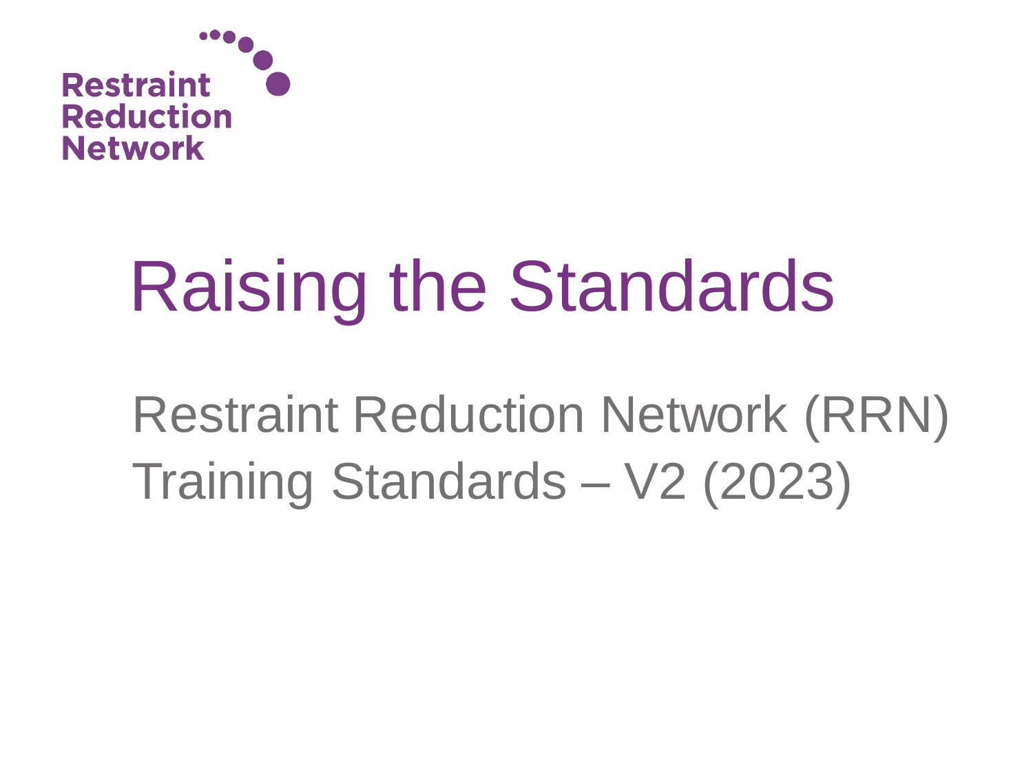Restraint Reduction Network

# Raising the Standards

## Restraint Reduction Network (RRN) Training Standards – V2 (2023)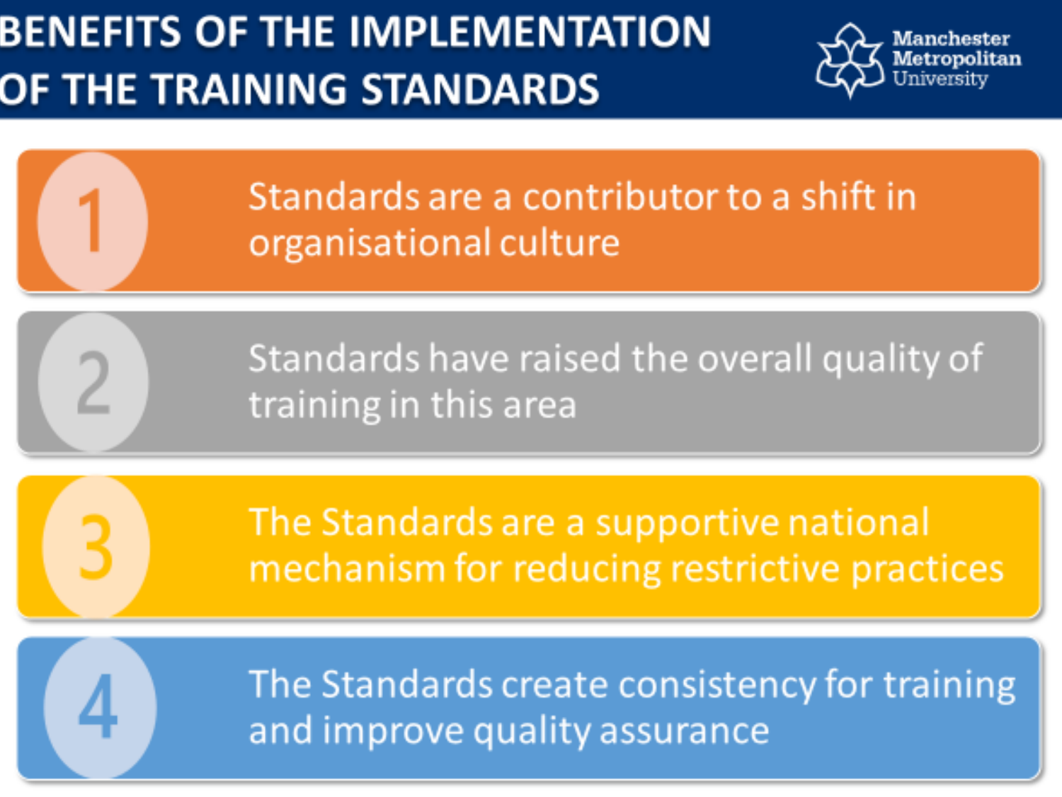# BENEFITS OF THE IMPLEMENTATION OF THE TRAINING STANDARDS

Manchester Metropolitan University

1. Standards are a contributor to a shift in organisational culture
2. Standards have raised the overall quality of training in this area
3. The Standards are a supportive national mechanism for reducing restrictive practices
4. The Standards create consistency for training and improve quality assurance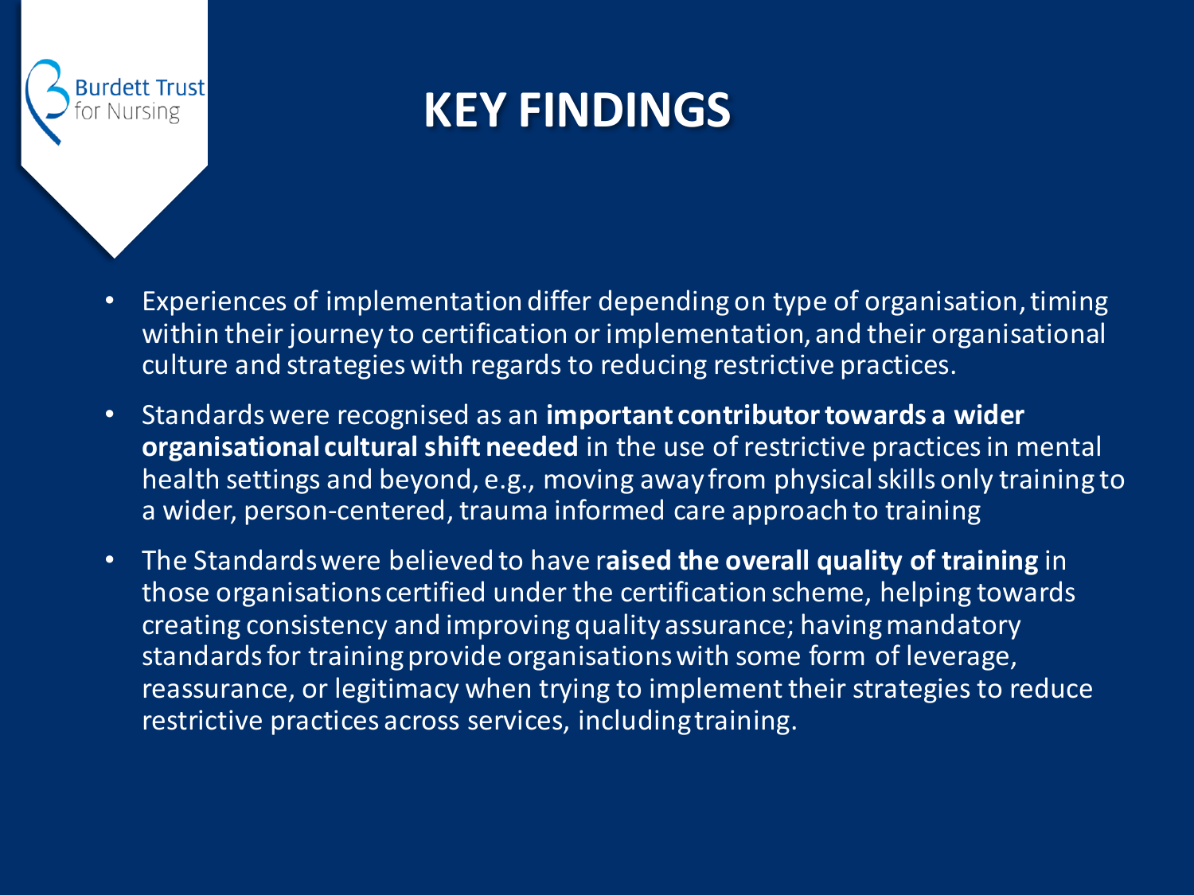# KEY FINDINGS

- Experiences of implementation differ depending on type of organisation, timing within their journey to certification or implementation, and their organisational culture and strategies with regards to reducing restrictive practices.
- Standards were recognised as an **important contributor towards a wider organisational cultural shift needed** in the use of restrictive practices in mental health settings and beyond, e.g., moving away from physical skills only training to a wider, person-centered, trauma informed care approach to training
- The Standards were believed to have r**aised the overall quality of training** in those organisations certified under the certification scheme, helping towards creating consistency and improving quality assurance; having mandatory standards for training provide organisations with some form of leverage, reassurance, or legitimacy when trying to implement their strategies to reduce restrictive practices across services, including training.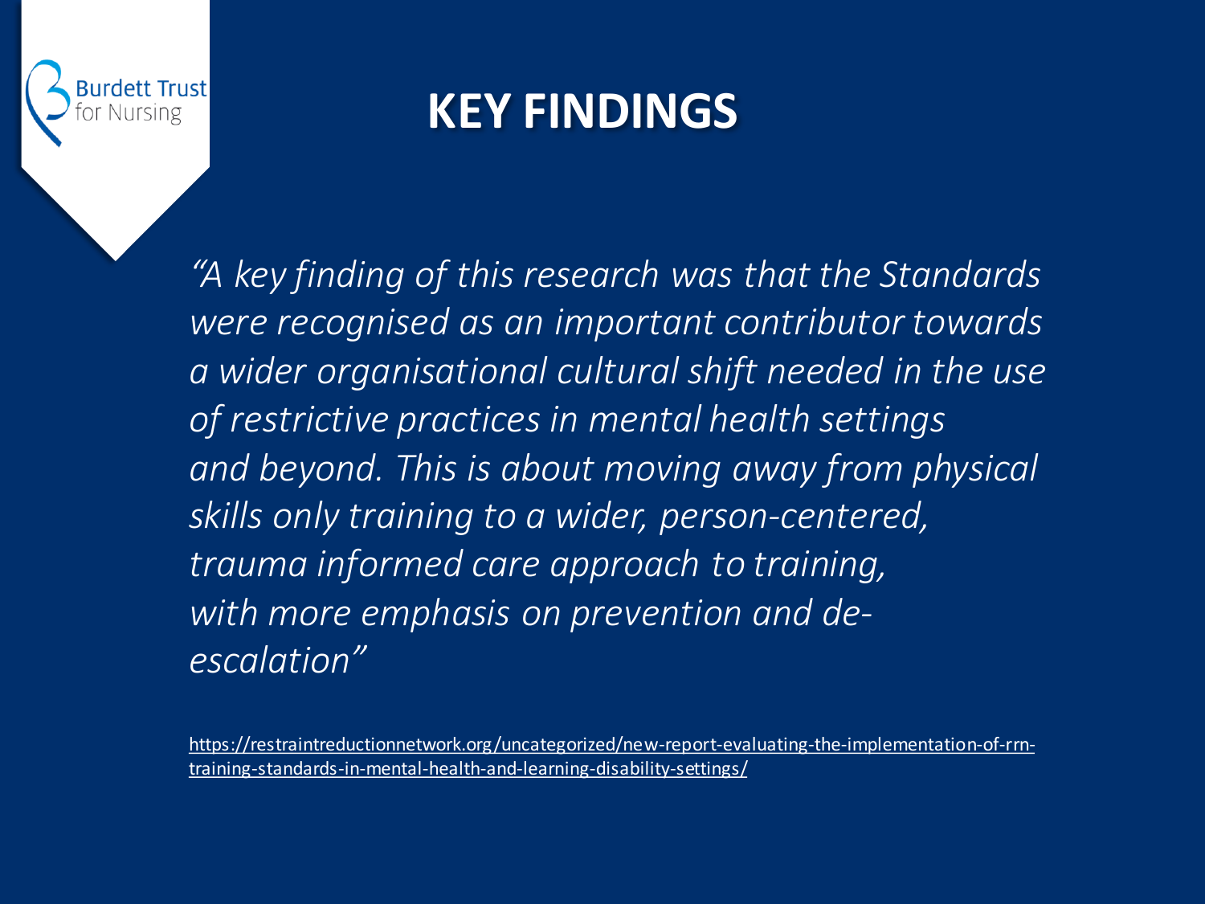Burdett Trust for Nursing

# KEY FINDINGS

*"A key finding of this research was that the Standards were recognised as an important contributor towards a wider organisational cultural shift needed in the use of restrictive practices in mental health settings and beyond. This is about moving away from physical skills only training to a wider, person-centered, trauma informed care approach to training, with more emphasis on prevention and de-escalation"*

https://restraintreductionnetwork.org/uncategorized/new-report-evaluating-the-implementation-of-rrn-training-standards-in-mental-health-and-learning-disability-settings/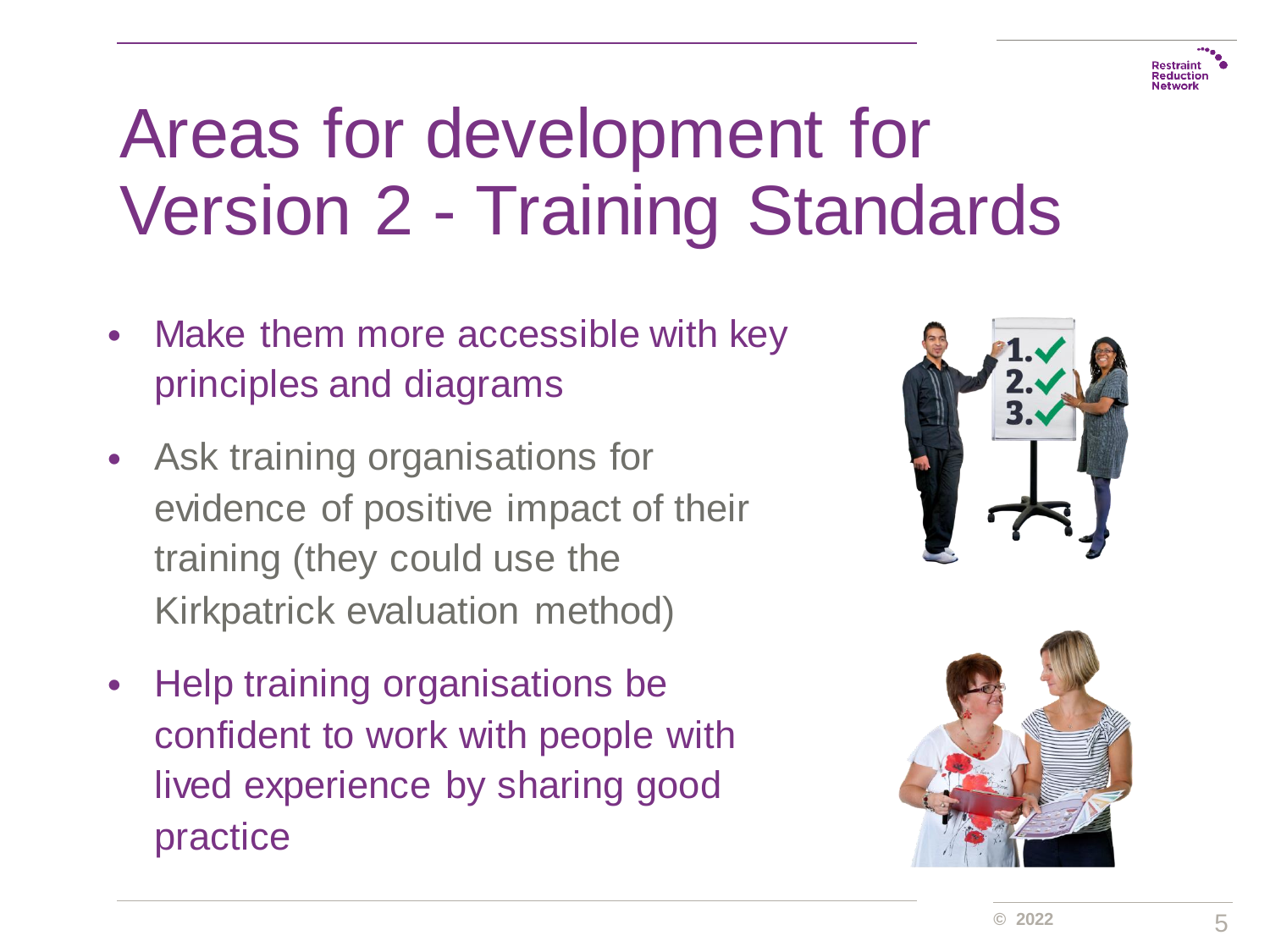# Areas for development for Version 2 - Training Standards

- Make them more accessible with key principles and diagrams
- Ask training organisations for evidence of positive impact of their training (they could use the Kirkpatrick evaluation method)
- Help training organisations be confident to work with people with lived experience by sharing good practice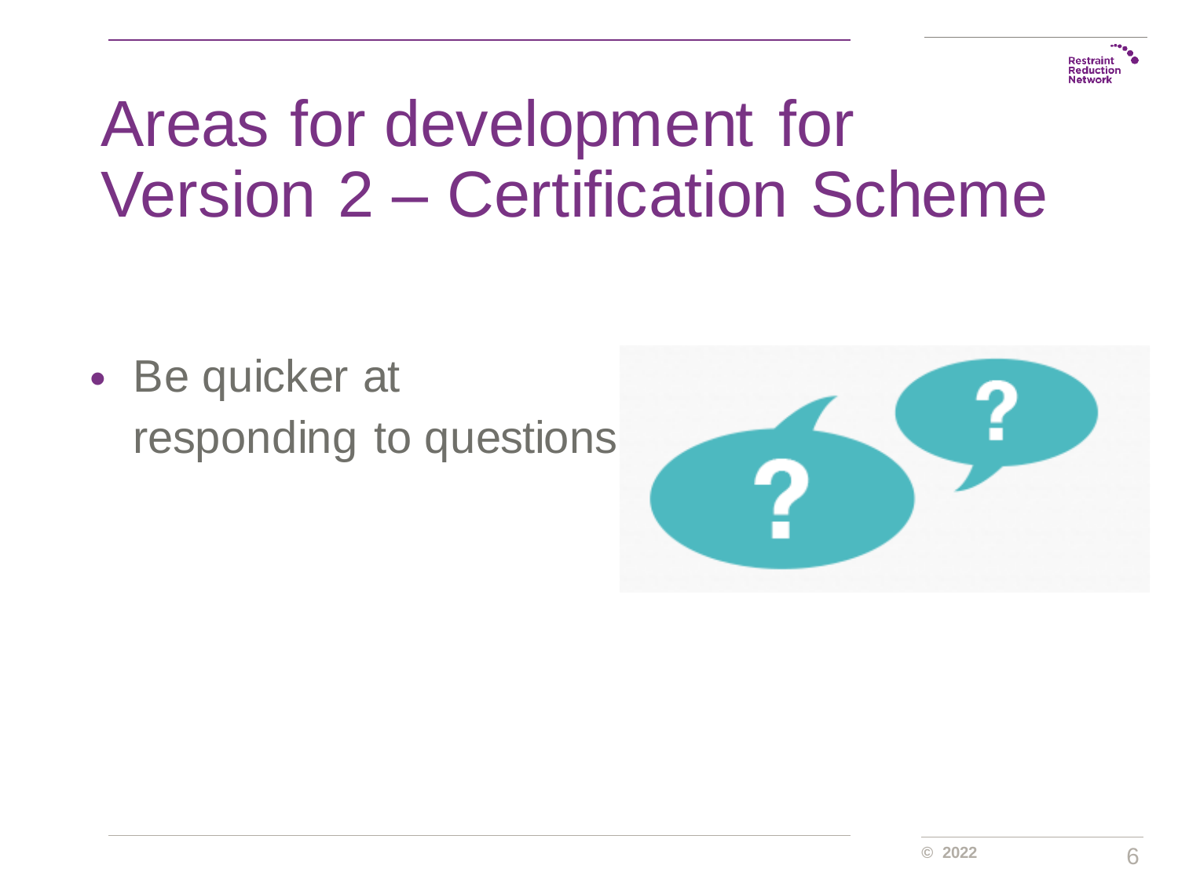# Areas for development for Version 2 – Certification Scheme

- Be quicker at responding to questions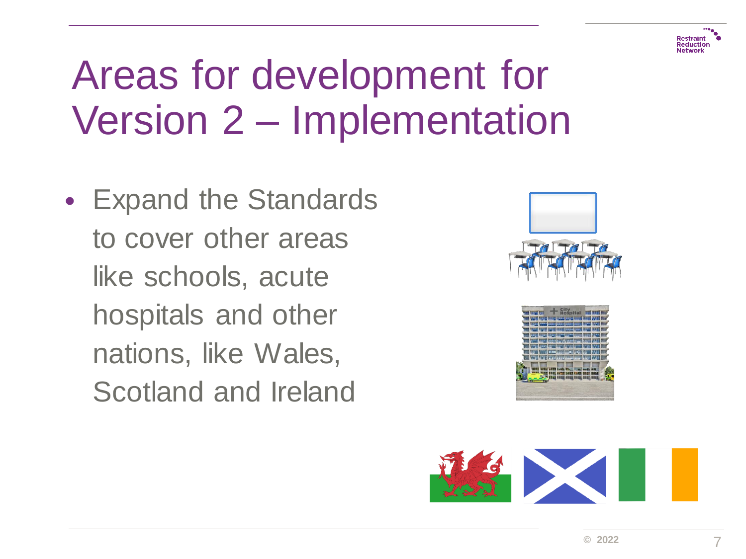# Areas for development for Version 2 – Implementation

- Expand the Standards to cover other areas like schools, acute hospitals and other nations, like Wales, Scotland and Ireland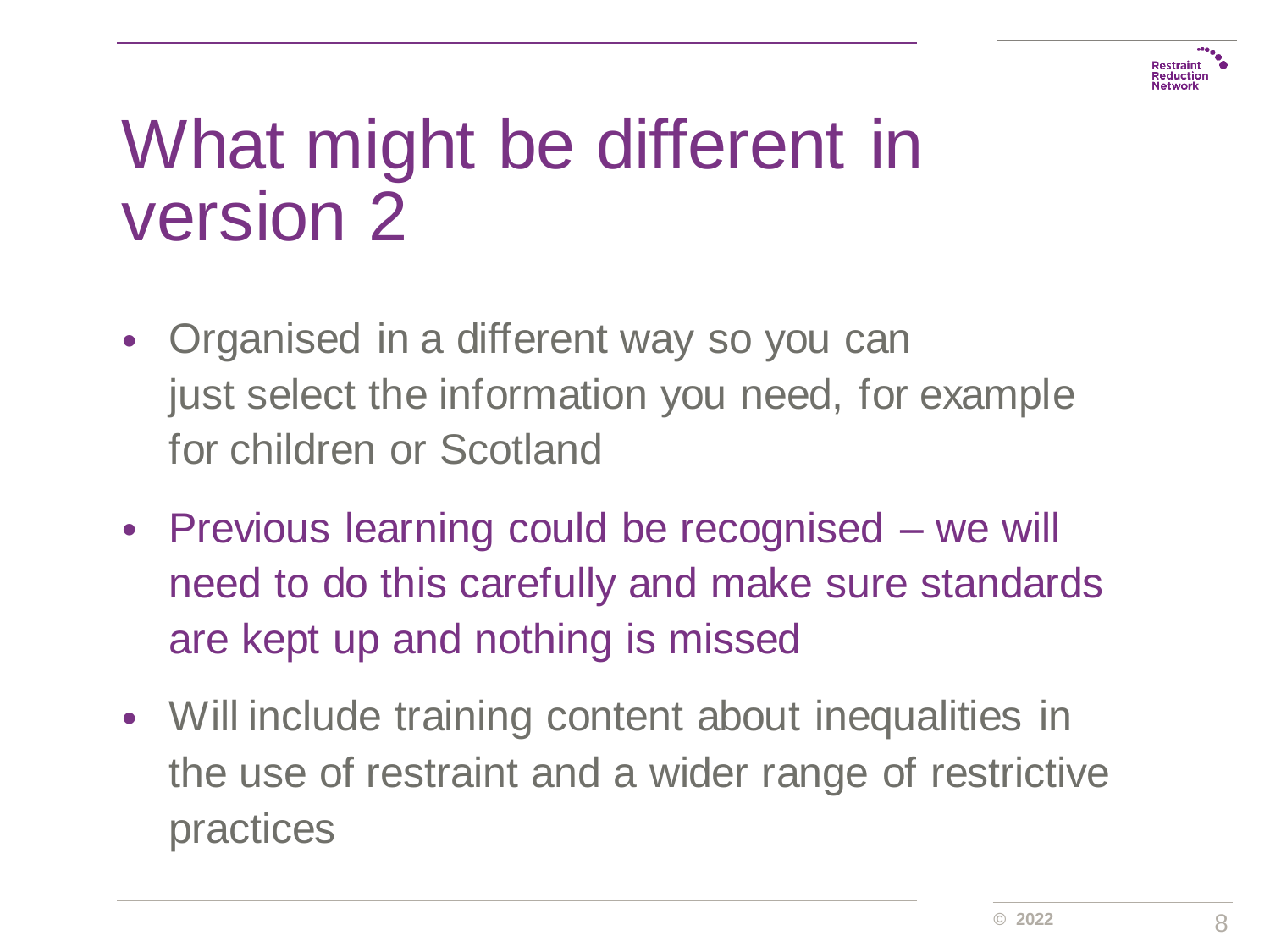# What might be different in version 2

- Organised in a different way so you can just select the information you need, for example for children or Scotland
- Previous learning could be recognised – we will need to do this carefully and make sure standards are kept up and nothing is missed
- Will include training content about inequalities in the use of restraint and a wider range of restrictive practices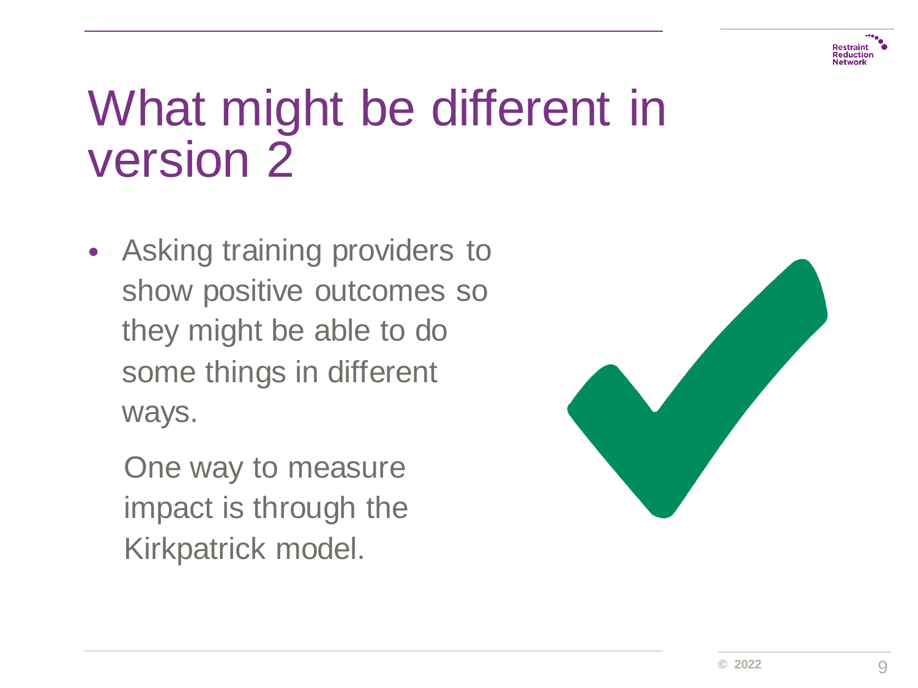# What might be different in version 2

- Asking training providers to show positive outcomes so they might be able to do some things in different ways.

  One way to measure impact is through the Kirkpatrick model.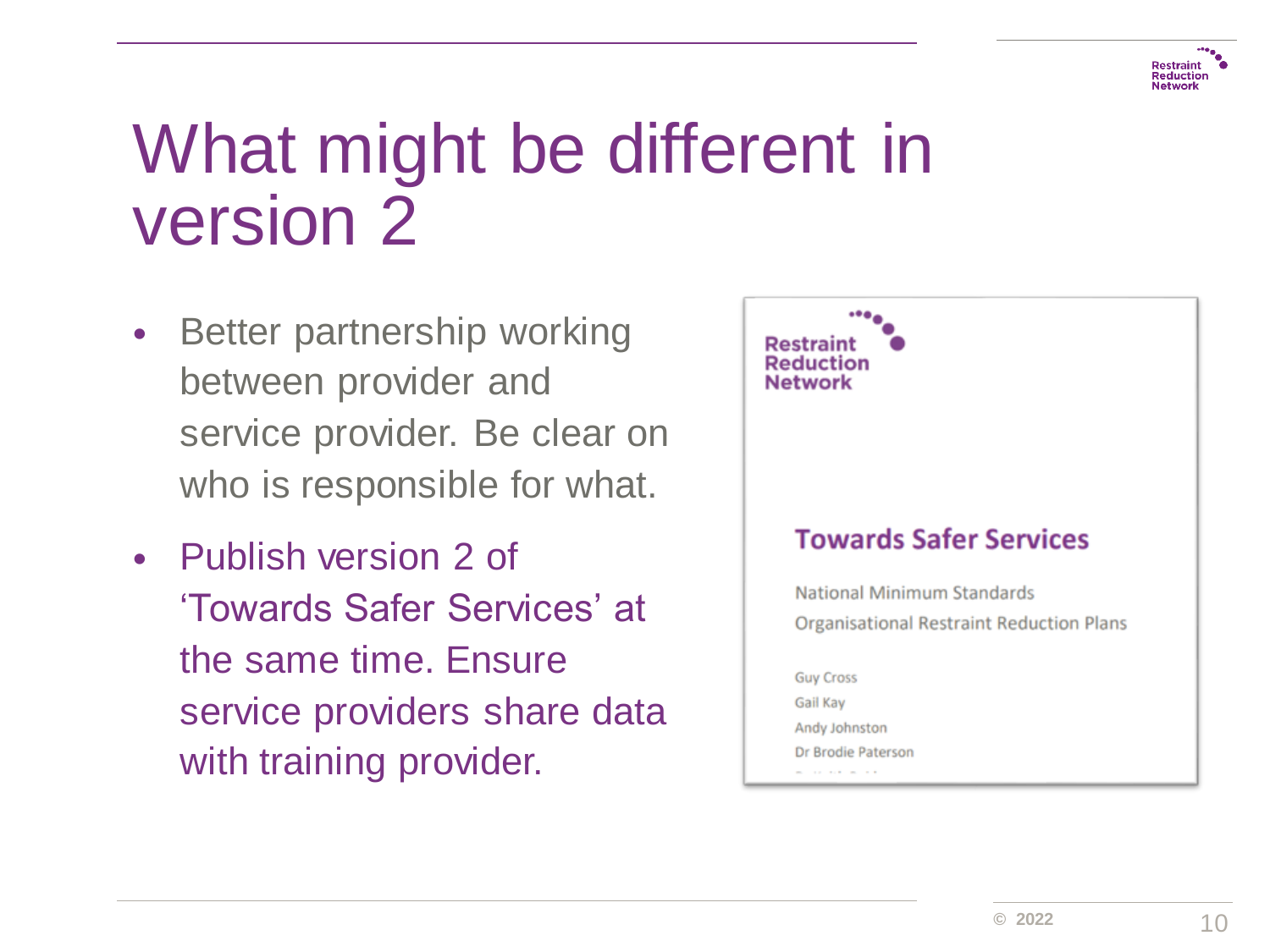# What might be different in version 2

- Better partnership working between provider and service provider. Be clear on who is responsible for what.
- Publish version 2 of 'Towards Safer Services' at the same time. Ensure service providers share data with training provider.

Restraint Reduction Network

**Towards Safer Services**

National Minimum Standards
Organisational Restraint Reduction Plans

Guy Cross
Gail Kay
Andy Johnston
Dr Brodie Paterson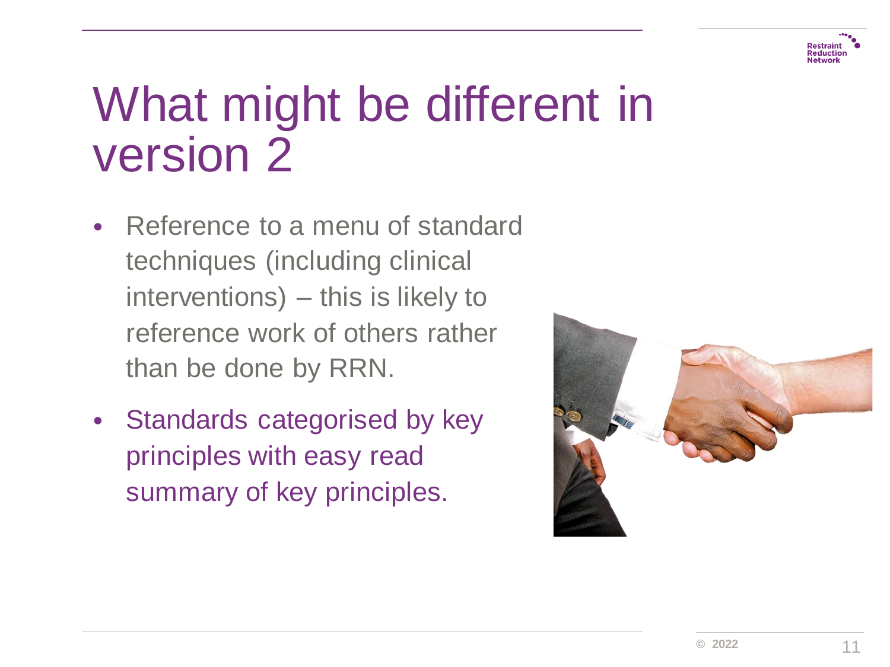# What might be different in version 2

- Reference to a menu of standard techniques (including clinical interventions) – this is likely to reference work of others rather than be done by RRN.
- Standards categorised by key principles with easy read summary of key principles.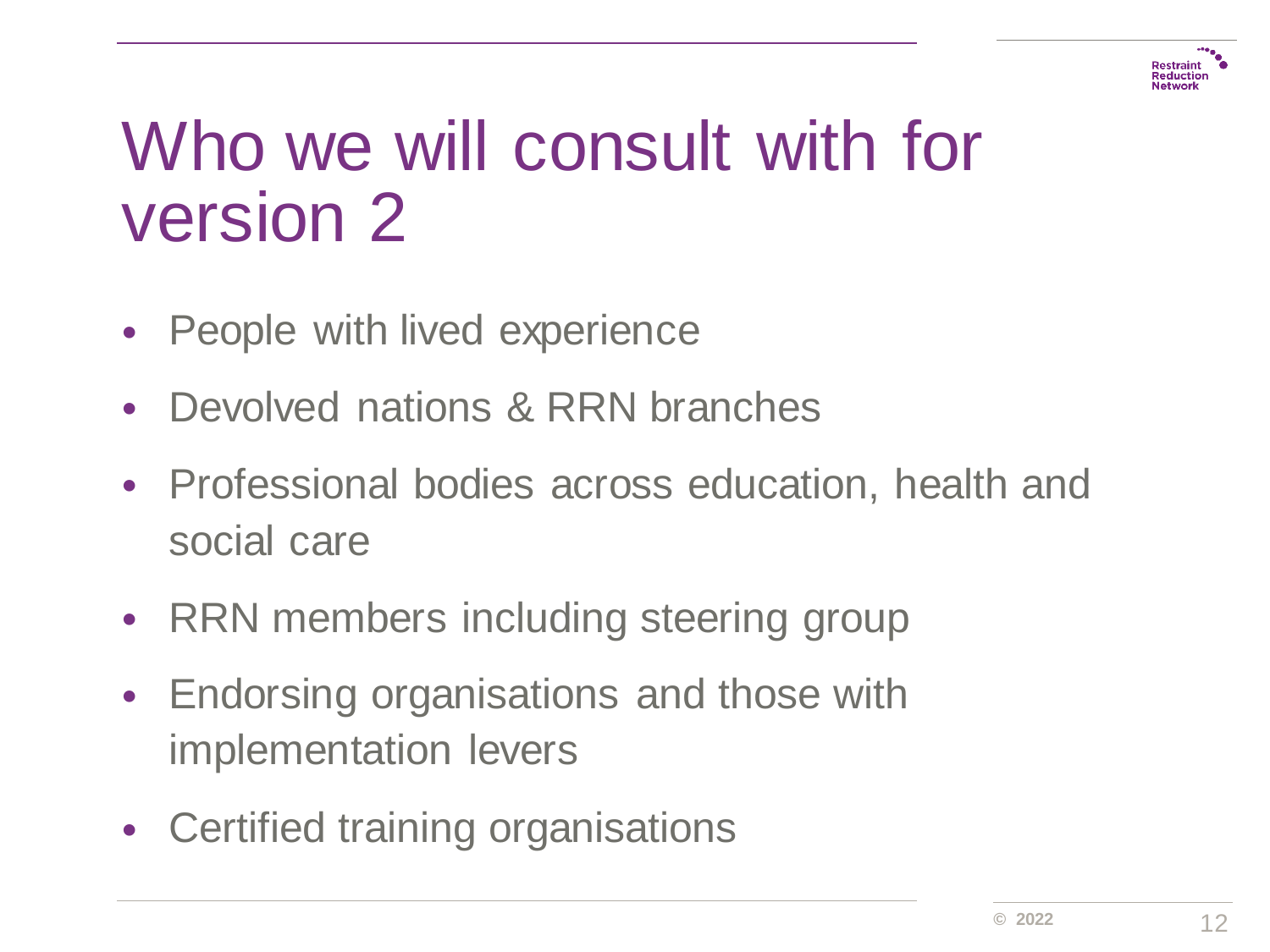# Who we will consult with for version 2

- People with lived experience
- Devolved nations & RRN branches
- Professional bodies across education, health and social care
- RRN members including steering group
- Endorsing organisations and those with implementation levers
- Certified training organisations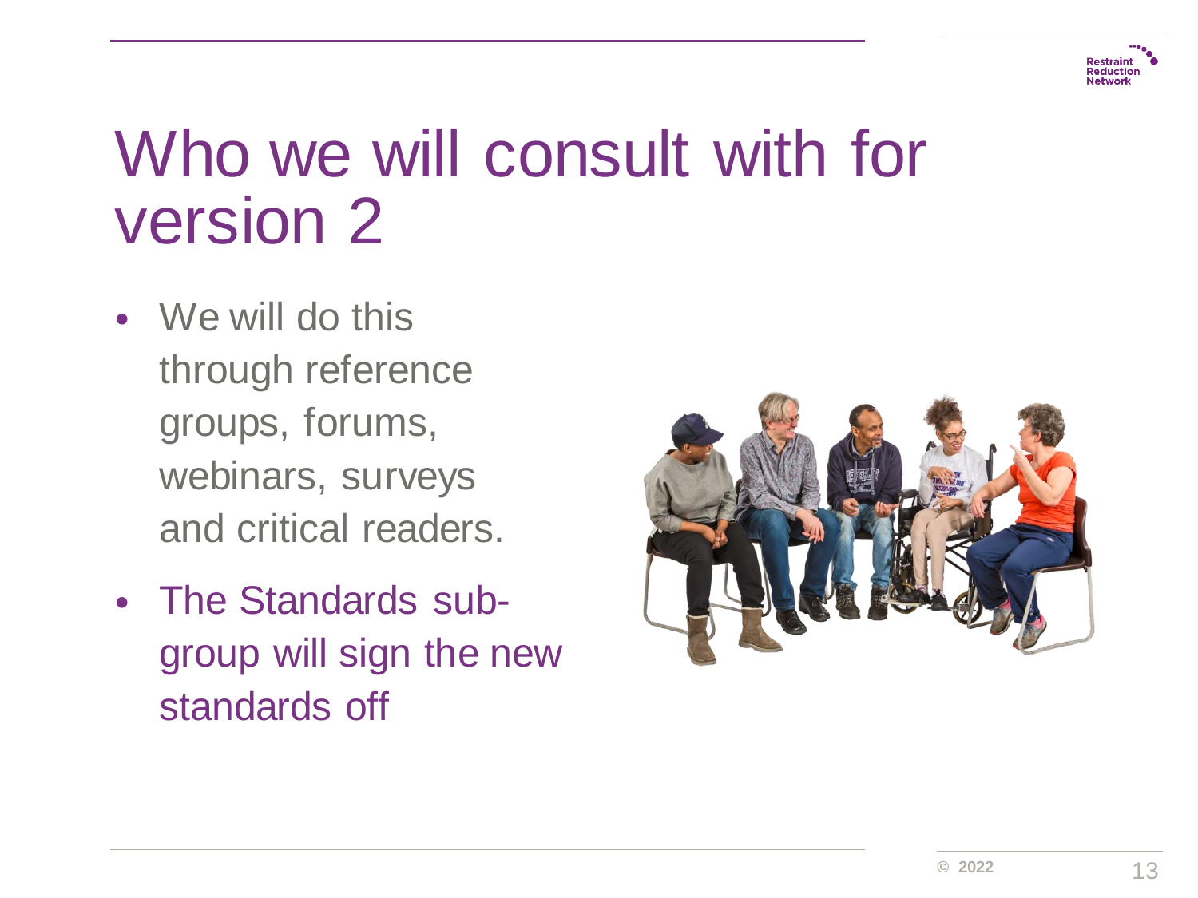# Who we will consult with for version 2

- We will do this through reference groups, forums, webinars, surveys and critical readers.
- The Standards sub-group will sign the new standards off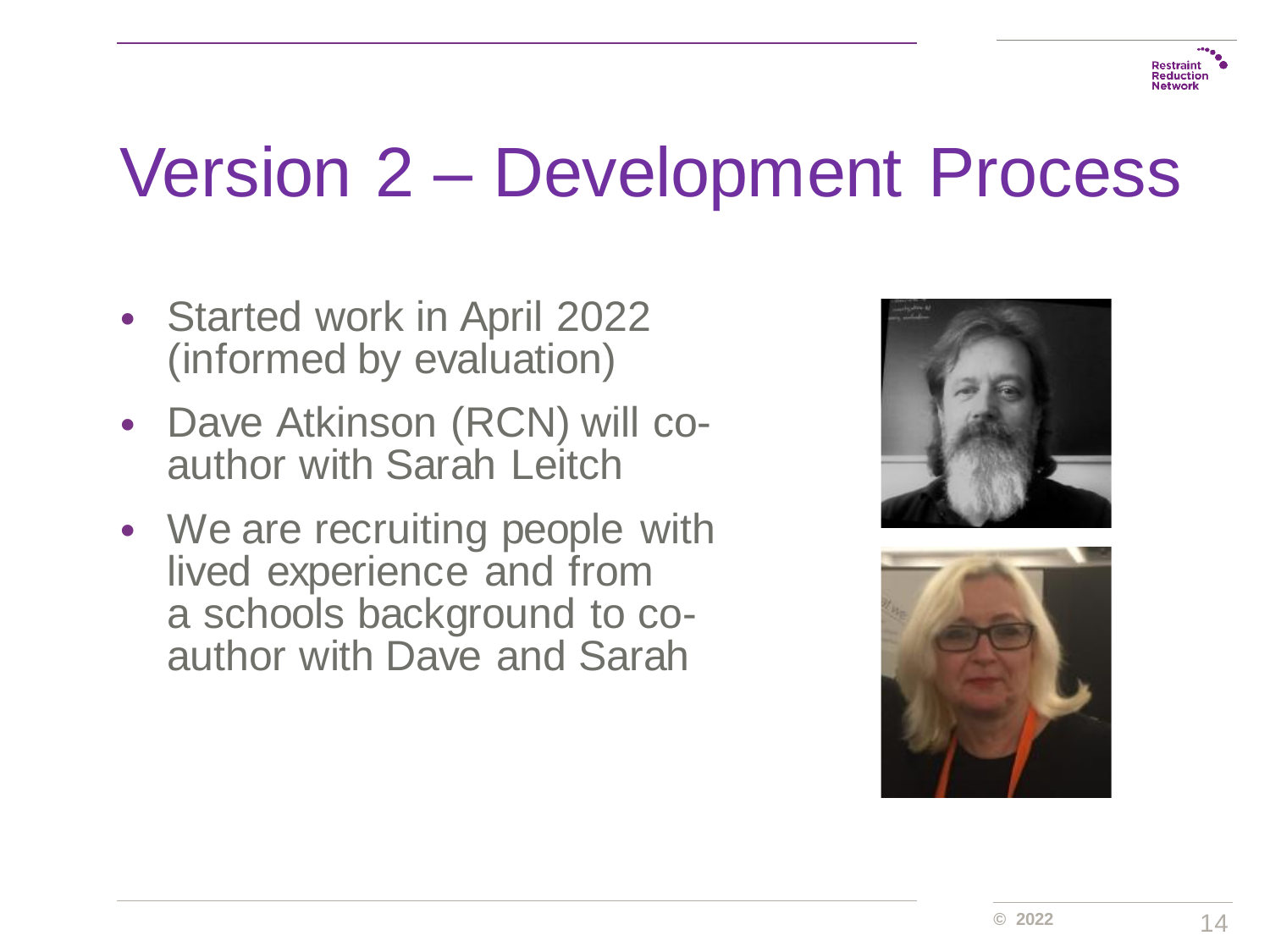# Version 2 – Development Process

- Started work in April 2022 (informed by evaluation)
- Dave Atkinson (RCN) will co-author with Sarah Leitch
- We are recruiting people with lived experience and from a schools background to co-author with Dave and Sarah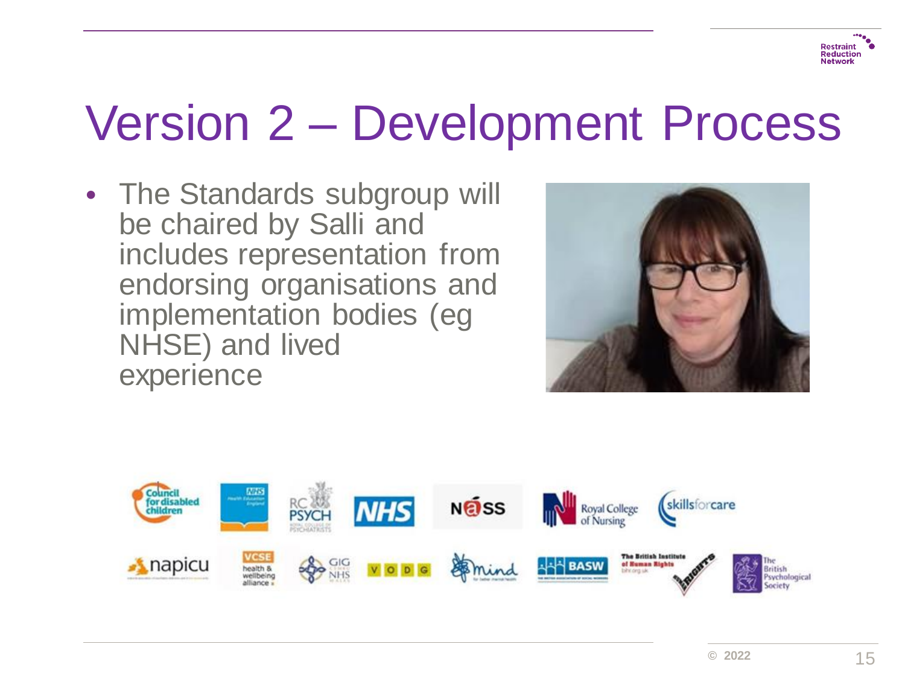# Version 2 – Development Process

- The Standards subgroup will be chaired by Salli and includes representation from endorsing organisations and implementation bodies (eg NHSE) and lived experience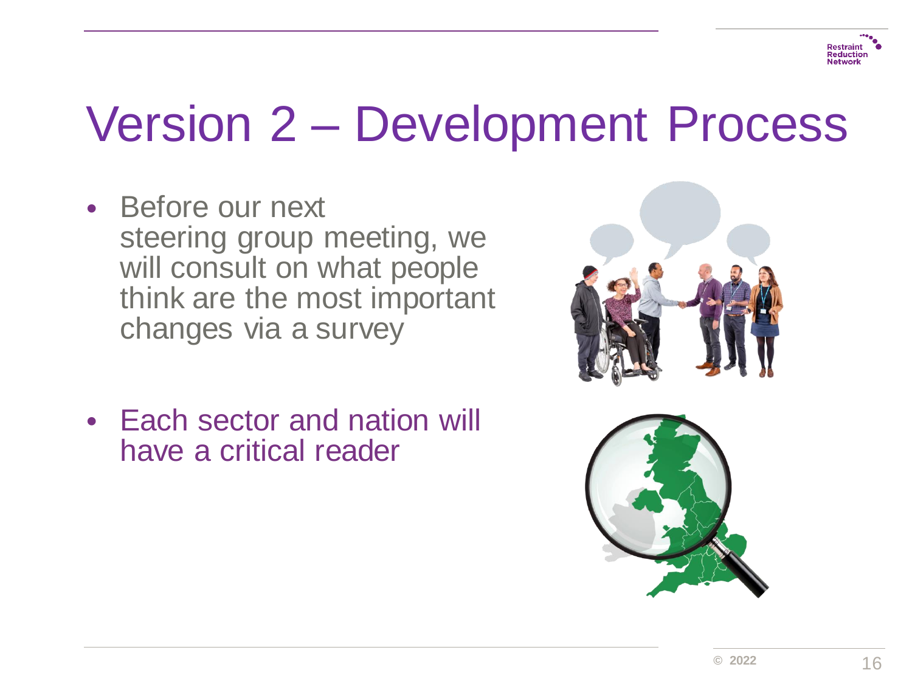# Version 2 – Development Process

- Before our next steering group meeting, we will consult on what people think are the most important changes via a survey

- Each sector and nation will have a critical reader